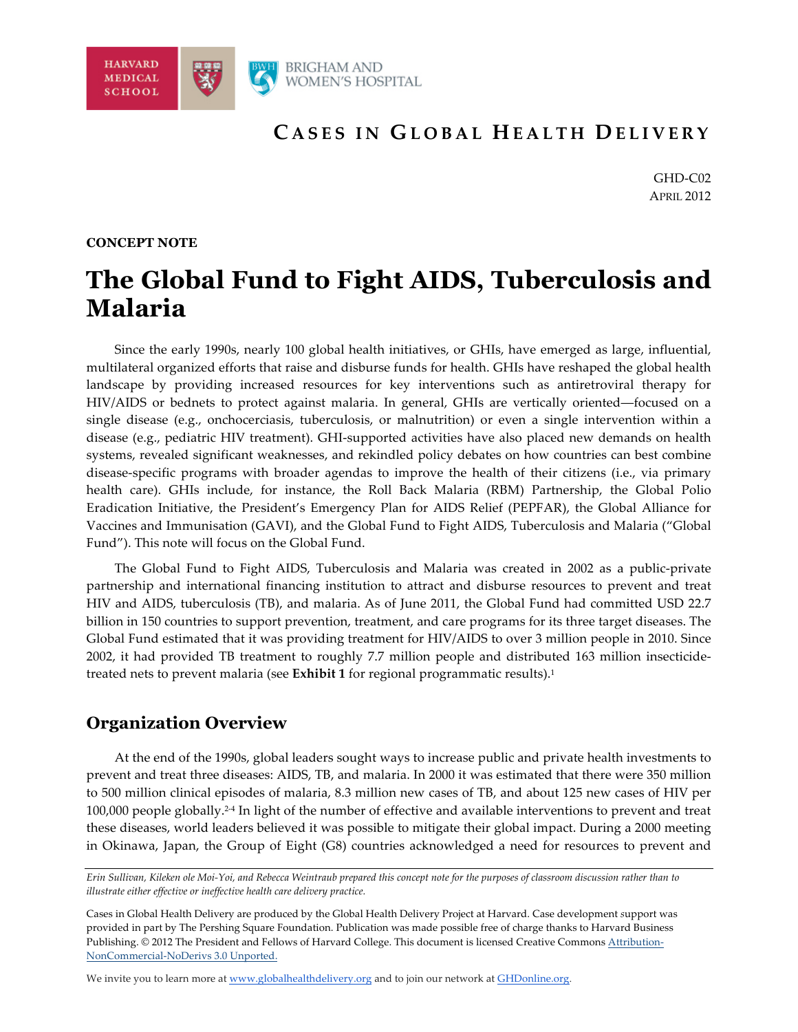HARVARD MEDICAL SCHOOL

BRIGHAM AND WOMEN'S HOSPITAL

**CASES IN GLOBAL HEALTH DELIVERY**

GHD-C02
APRIL 2012

**CONCEPT NOTE**

# The Global Fund to Fight AIDS, Tuberculosis and Malaria

Since the early 1990s, nearly 100 global health initiatives, or GHIs, have emerged as large, influential, multilateral organized efforts that raise and disburse funds for health. GHIs have reshaped the global health landscape by providing increased resources for key interventions such as antiretroviral therapy for HIV/AIDS or bednets to protect against malaria. In general, GHIs are vertically oriented—focused on a single disease (e.g., onchocerciasis, tuberculosis, or malnutrition) or even a single intervention within a disease (e.g., pediatric HIV treatment). GHI-supported activities have also placed new demands on health systems, revealed significant weaknesses, and rekindled policy debates on how countries can best combine disease-specific programs with broader agendas to improve the health of their citizens (i.e., via primary health care). GHIs include, for instance, the Roll Back Malaria (RBM) Partnership, the Global Polio Eradication Initiative, the President's Emergency Plan for AIDS Relief (PEPFAR), the Global Alliance for Vaccines and Immunisation (GAVI), and the Global Fund to Fight AIDS, Tuberculosis and Malaria ("Global Fund"). This note will focus on the Global Fund.

The Global Fund to Fight AIDS, Tuberculosis and Malaria was created in 2002 as a public-private partnership and international financing institution to attract and disburse resources to prevent and treat HIV and AIDS, tuberculosis (TB), and malaria. As of June 2011, the Global Fund had committed USD 22.7 billion in 150 countries to support prevention, treatment, and care programs for its three target diseases. The Global Fund estimated that it was providing treatment for HIV/AIDS to over 3 million people in 2010. Since 2002, it had provided TB treatment to roughly 7.7 million people and distributed 163 million insecticide-treated nets to prevent malaria (see **Exhibit 1** for regional programmatic results).[1]

## Organization Overview

At the end of the 1990s, global leaders sought ways to increase public and private health investments to prevent and treat three diseases: AIDS, TB, and malaria. In 2000 it was estimated that there were 350 million to 500 million clinical episodes of malaria, 8.3 million new cases of TB, and about 125 new cases of HIV per 100,000 people globally.[2-4] In light of the number of effective and available interventions to prevent and treat these diseases, world leaders believed it was possible to mitigate their global impact. During a 2000 meeting in Okinawa, Japan, the Group of Eight (G8) countries acknowledged a need for resources to prevent and

*Erin Sullivan, Kileken ole Moi-Yoi, and Rebecca Weintraub prepared this concept note for the purposes of classroom discussion rather than to illustrate either effective or ineffective health care delivery practice.*

Cases in Global Health Delivery are produced by the Global Health Delivery Project at Harvard. Case development support was provided in part by The Pershing Square Foundation. Publication was made possible free of charge thanks to Harvard Business Publishing. © 2012 The President and Fellows of Harvard College. This document is licensed Creative Commons Attribution-NonCommercial-NoDerivs 3.0 Unported.

We invite you to learn more at www.globalhealthdelivery.org and to join our network at GHDonline.org.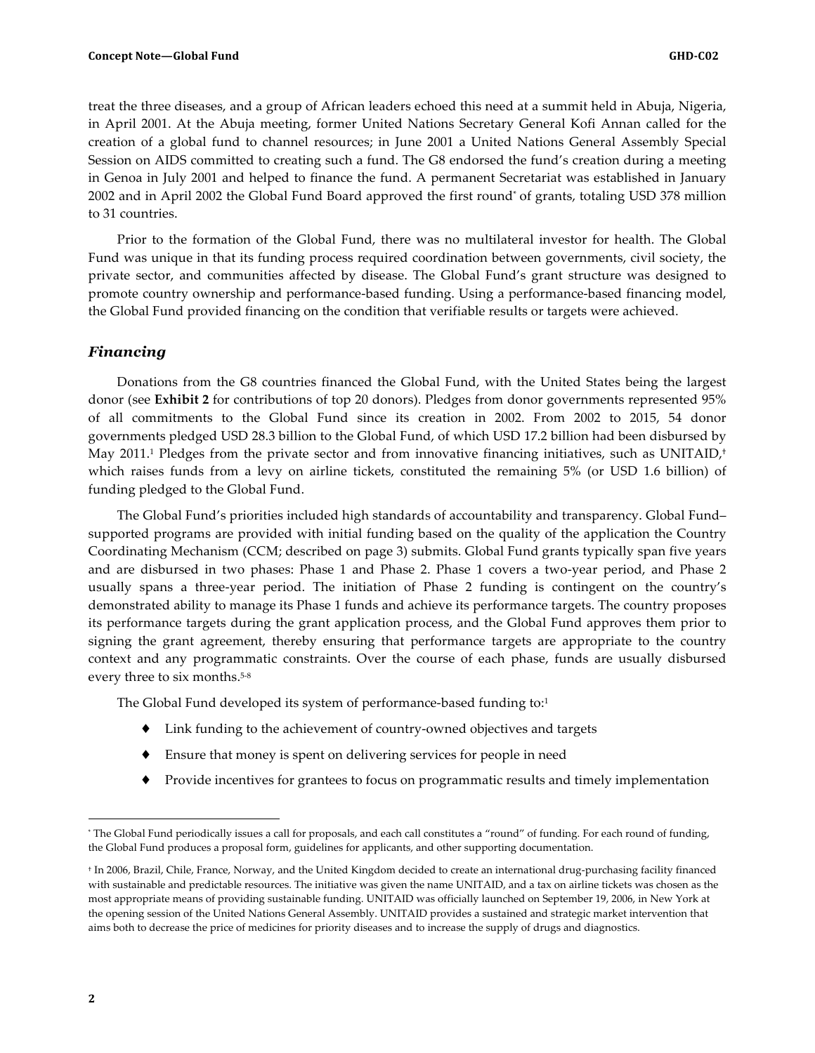treat the three diseases, and a group of African leaders echoed this need at a summit held in Abuja, Nigeria, in April 2001. At the Abuja meeting, former United Nations Secretary General Kofi Annan called for the creation of a global fund to channel resources; in June 2001 a United Nations General Assembly Special Session on AIDS committed to creating such a fund. The G8 endorsed the fund's creation during a meeting in Genoa in July 2001 and helped to finance the fund. A permanent Secretariat was established in January 2002 and in April 2002 the Global Fund Board approved the first round* of grants, totaling USD 378 million to 31 countries.

Prior to the formation of the Global Fund, there was no multilateral investor for health. The Global Fund was unique in that its funding process required coordination between governments, civil society, the private sector, and communities affected by disease. The Global Fund's grant structure was designed to promote country ownership and performance-based funding. Using a performance-based financing model, the Global Fund provided financing on the condition that verifiable results or targets were achieved.

### *Financing*

Donations from the G8 countries financed the Global Fund, with the United States being the largest donor (see **Exhibit 2** for contributions of top 20 donors). Pledges from donor governments represented 95% of all commitments to the Global Fund since its creation in 2002. From 2002 to 2015, 54 donor governments pledged USD 28.3 billion to the Global Fund, of which USD 17.2 billion had been disbursed by May 2011.[1] Pledges from the private sector and from innovative financing initiatives, such as UNITAID,† which raises funds from a levy on airline tickets, constituted the remaining 5% (or USD 1.6 billion) of funding pledged to the Global Fund.

The Global Fund's priorities included high standards of accountability and transparency. Global Fund–supported programs are provided with initial funding based on the quality of the application the Country Coordinating Mechanism (CCM; described on page 3) submits. Global Fund grants typically span five years and are disbursed in two phases: Phase 1 and Phase 2. Phase 1 covers a two-year period, and Phase 2 usually spans a three-year period. The initiation of Phase 2 funding is contingent on the country's demonstrated ability to manage its Phase 1 funds and achieve its performance targets. The country proposes its performance targets during the grant application process, and the Global Fund approves them prior to signing the grant agreement, thereby ensuring that performance targets are appropriate to the country context and any programmatic constraints. Over the course of each phase, funds are usually disbursed every three to six months.[5-8]

The Global Fund developed its system of performance-based funding to:[1]

- Link funding to the achievement of country-owned objectives and targets
- Ensure that money is spent on delivering services for people in need
- Provide incentives for grantees to focus on programmatic results and timely implementation

---

* The Global Fund periodically issues a call for proposals, and each call constitutes a "round" of funding. For each round of funding, the Global Fund produces a proposal form, guidelines for applicants, and other supporting documentation.

† In 2006, Brazil, Chile, France, Norway, and the United Kingdom decided to create an international drug-purchasing facility financed with sustainable and predictable resources. The initiative was given the name UNITAID, and a tax on airline tickets was chosen as the most appropriate means of providing sustainable funding. UNITAID was officially launched on September 19, 2006, in New York at the opening session of the United Nations General Assembly. UNITAID provides a sustained and strategic market intervention that aims both to decrease the price of medicines for priority diseases and to increase the supply of drugs and diagnostics.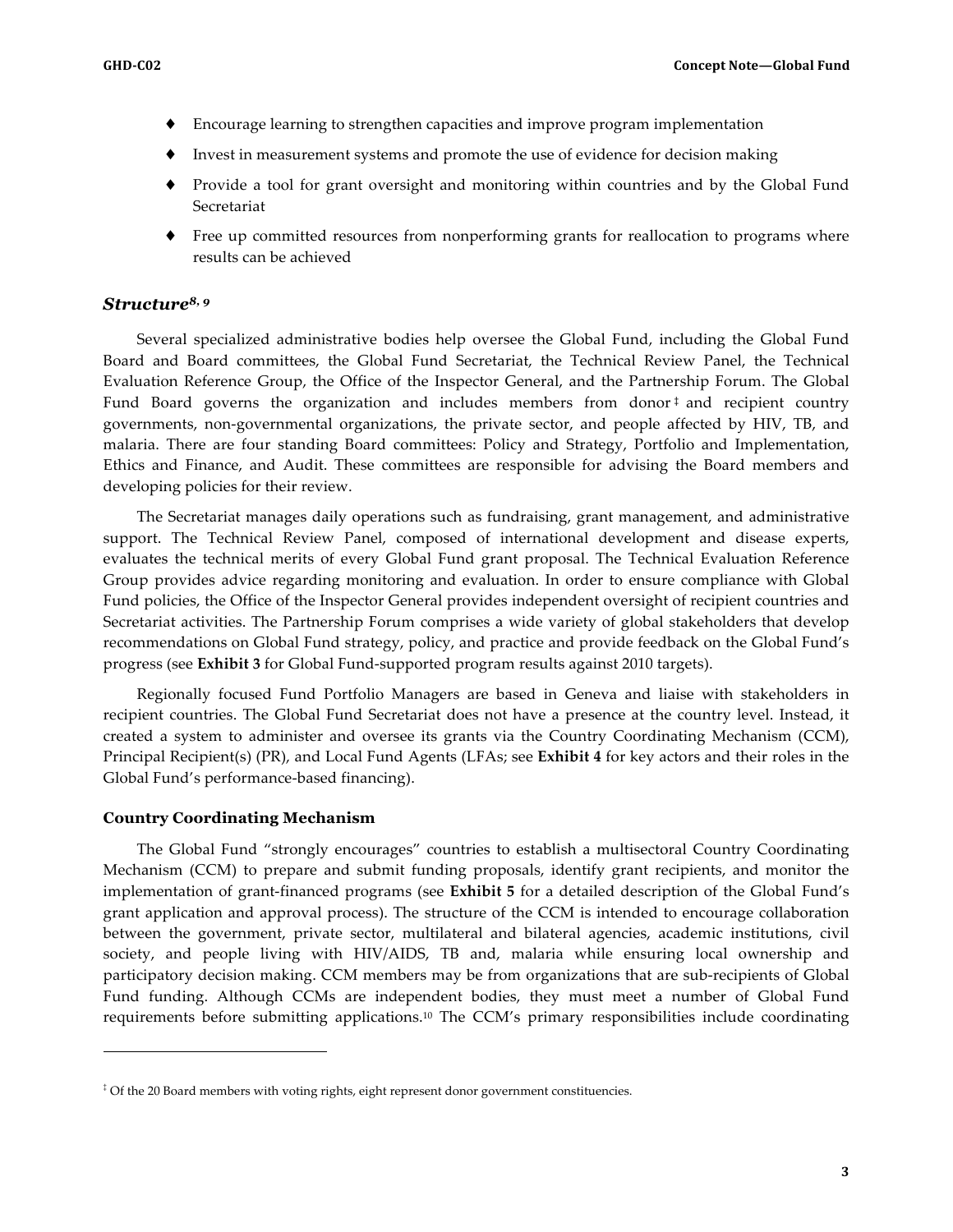- Encourage learning to strengthen capacities and improve program implementation
- Invest in measurement systems and promote the use of evidence for decision making
- Provide a tool for grant oversight and monitoring within countries and by the Global Fund Secretariat
- Free up committed resources from nonperforming grants for reallocation to programs where results can be achieved

## *Structure*[8, 9]

Several specialized administrative bodies help oversee the Global Fund, including the Global Fund Board and Board committees, the Global Fund Secretariat, the Technical Review Panel, the Technical Evaluation Reference Group, the Office of the Inspector General, and the Partnership Forum. The Global Fund Board governs the organization and includes members from donor[‡] and recipient country governments, non-governmental organizations, the private sector, and people affected by HIV, TB, and malaria. There are four standing Board committees: Policy and Strategy, Portfolio and Implementation, Ethics and Finance, and Audit. These committees are responsible for advising the Board members and developing policies for their review.

The Secretariat manages daily operations such as fundraising, grant management, and administrative support. The Technical Review Panel, composed of international development and disease experts, evaluates the technical merits of every Global Fund grant proposal. The Technical Evaluation Reference Group provides advice regarding monitoring and evaluation. In order to ensure compliance with Global Fund policies, the Office of the Inspector General provides independent oversight of recipient countries and Secretariat activities. The Partnership Forum comprises a wide variety of global stakeholders that develop recommendations on Global Fund strategy, policy, and practice and provide feedback on the Global Fund's progress (see **Exhibit 3** for Global Fund-supported program results against 2010 targets).

Regionally focused Fund Portfolio Managers are based in Geneva and liaise with stakeholders in recipient countries. The Global Fund Secretariat does not have a presence at the country level. Instead, it created a system to administer and oversee its grants via the Country Coordinating Mechanism (CCM), Principal Recipient(s) (PR), and Local Fund Agents (LFAs; see **Exhibit 4** for key actors and their roles in the Global Fund's performance-based financing).

### Country Coordinating Mechanism

The Global Fund "strongly encourages" countries to establish a multisectoral Country Coordinating Mechanism (CCM) to prepare and submit funding proposals, identify grant recipients, and monitor the implementation of grant-financed programs (see **Exhibit 5** for a detailed description of the Global Fund's grant application and approval process). The structure of the CCM is intended to encourage collaboration between the government, private sector, multilateral and bilateral agencies, academic institutions, civil society, and people living with HIV/AIDS, TB and, malaria while ensuring local ownership and participatory decision making. CCM members may be from organizations that are sub-recipients of Global Fund funding. Although CCMs are independent bodies, they must meet a number of Global Fund requirements before submitting applications.[10] The CCM's primary responsibilities include coordinating

---

[‡] Of the 20 Board members with voting rights, eight represent donor government constituencies.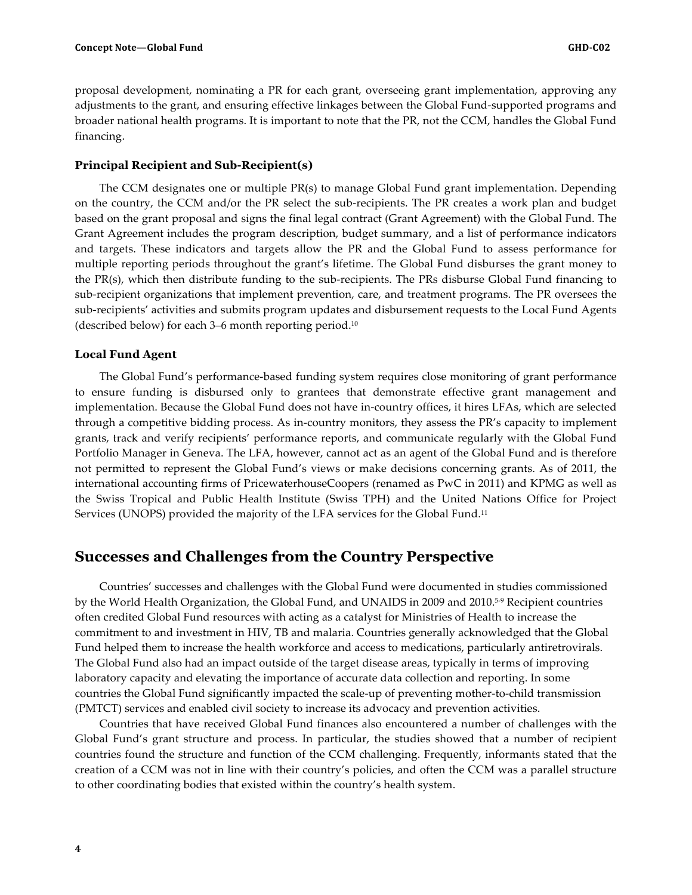proposal development, nominating a PR for each grant, overseeing grant implementation, approving any adjustments to the grant, and ensuring effective linkages between the Global Fund-supported programs and broader national health programs. It is important to note that the PR, not the CCM, handles the Global Fund financing.

### Principal Recipient and Sub-Recipient(s)

The CCM designates one or multiple PR(s) to manage Global Fund grant implementation. Depending on the country, the CCM and/or the PR select the sub-recipients. The PR creates a work plan and budget based on the grant proposal and signs the final legal contract (Grant Agreement) with the Global Fund. The Grant Agreement includes the program description, budget summary, and a list of performance indicators and targets. These indicators and targets allow the PR and the Global Fund to assess performance for multiple reporting periods throughout the grant's lifetime. The Global Fund disburses the grant money to the PR(s), which then distribute funding to the sub-recipients. The PRs disburse Global Fund financing to sub-recipient organizations that implement prevention, care, and treatment programs. The PR oversees the sub-recipients' activities and submits program updates and disbursement requests to the Local Fund Agents (described below) for each 3–6 month reporting period.[10]

### Local Fund Agent

The Global Fund's performance-based funding system requires close monitoring of grant performance to ensure funding is disbursed only to grantees that demonstrate effective grant management and implementation. Because the Global Fund does not have in-country offices, it hires LFAs, which are selected through a competitive bidding process. As in-country monitors, they assess the PR's capacity to implement grants, track and verify recipients' performance reports, and communicate regularly with the Global Fund Portfolio Manager in Geneva. The LFA, however, cannot act as an agent of the Global Fund and is therefore not permitted to represent the Global Fund's views or make decisions concerning grants. As of 2011, the international accounting firms of PricewaterhouseCoopers (renamed as PwC in 2011) and KPMG as well as the Swiss Tropical and Public Health Institute (Swiss TPH) and the United Nations Office for Project Services (UNOPS) provided the majority of the LFA services for the Global Fund.[11]

## Successes and Challenges from the Country Perspective

Countries' successes and challenges with the Global Fund were documented in studies commissioned by the World Health Organization, the Global Fund, and UNAIDS in 2009 and 2010.[5-9] Recipient countries often credited Global Fund resources with acting as a catalyst for Ministries of Health to increase the commitment to and investment in HIV, TB and malaria. Countries generally acknowledged that the Global Fund helped them to increase the health workforce and access to medications, particularly antiretrovirals. The Global Fund also had an impact outside of the target disease areas, typically in terms of improving laboratory capacity and elevating the importance of accurate data collection and reporting. In some countries the Global Fund significantly impacted the scale-up of preventing mother-to-child transmission (PMTCT) services and enabled civil society to increase its advocacy and prevention activities.

Countries that have received Global Fund finances also encountered a number of challenges with the Global Fund's grant structure and process. In particular, the studies showed that a number of recipient countries found the structure and function of the CCM challenging. Frequently, informants stated that the creation of a CCM was not in line with their country's policies, and often the CCM was a parallel structure to other coordinating bodies that existed within the country's health system.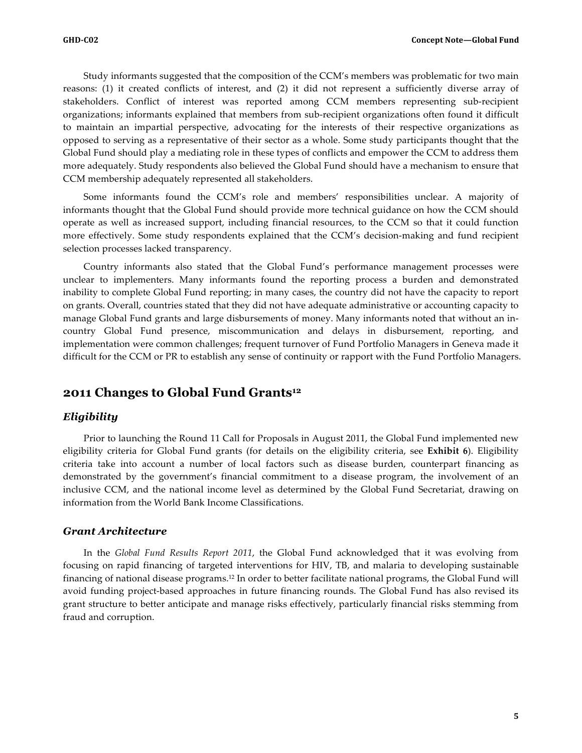Study informants suggested that the composition of the CCM's members was problematic for two main reasons: (1) it created conflicts of interest, and (2) it did not represent a sufficiently diverse array of stakeholders. Conflict of interest was reported among CCM members representing sub-recipient organizations; informants explained that members from sub-recipient organizations often found it difficult to maintain an impartial perspective, advocating for the interests of their respective organizations as opposed to serving as a representative of their sector as a whole. Some study participants thought that the Global Fund should play a mediating role in these types of conflicts and empower the CCM to address them more adequately. Study respondents also believed the Global Fund should have a mechanism to ensure that CCM membership adequately represented all stakeholders.

Some informants found the CCM's role and members' responsibilities unclear. A majority of informants thought that the Global Fund should provide more technical guidance on how the CCM should operate as well as increased support, including financial resources, to the CCM so that it could function more effectively. Some study respondents explained that the CCM's decision-making and fund recipient selection processes lacked transparency.

Country informants also stated that the Global Fund's performance management processes were unclear to implementers. Many informants found the reporting process a burden and demonstrated inability to complete Global Fund reporting; in many cases, the country did not have the capacity to report on grants. Overall, countries stated that they did not have adequate administrative or accounting capacity to manage Global Fund grants and large disbursements of money. Many informants noted that without an in-country Global Fund presence, miscommunication and delays in disbursement, reporting, and implementation were common challenges; frequent turnover of Fund Portfolio Managers in Geneva made it difficult for the CCM or PR to establish any sense of continuity or rapport with the Fund Portfolio Managers.

## 2011 Changes to Global Fund Grants[12]

### *Eligibility*

Prior to launching the Round 11 Call for Proposals in August 2011, the Global Fund implemented new eligibility criteria for Global Fund grants (for details on the eligibility criteria, see **Exhibit 6**). Eligibility criteria take into account a number of local factors such as disease burden, counterpart financing as demonstrated by the government's financial commitment to a disease program, the involvement of an inclusive CCM, and the national income level as determined by the Global Fund Secretariat, drawing on information from the World Bank Income Classifications.

### *Grant Architecture*

In the *Global Fund Results Report 2011*, the Global Fund acknowledged that it was evolving from focusing on rapid financing of targeted interventions for HIV, TB, and malaria to developing sustainable financing of national disease programs.[12] In order to better facilitate national programs, the Global Fund will avoid funding project-based approaches in future financing rounds. The Global Fund has also revised its grant structure to better anticipate and manage risks effectively, particularly financial risks stemming from fraud and corruption.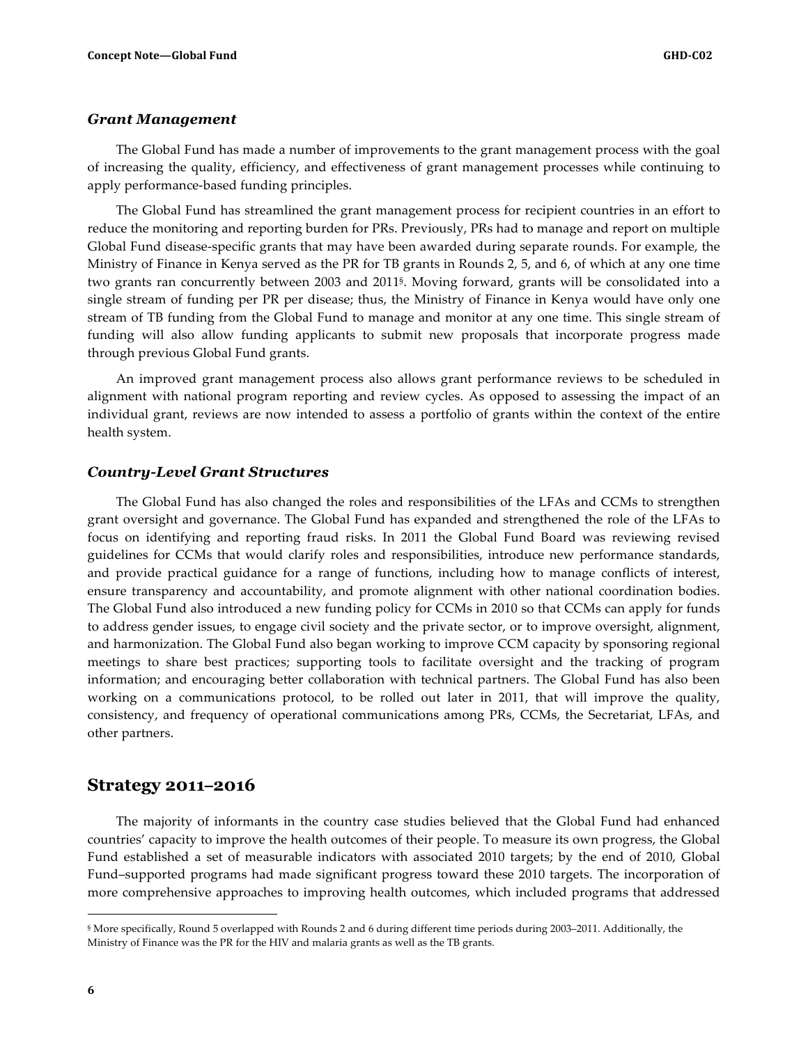### *Grant Management*

The Global Fund has made a number of improvements to the grant management process with the goal of increasing the quality, efficiency, and effectiveness of grant management processes while continuing to apply performance-based funding principles.

The Global Fund has streamlined the grant management process for recipient countries in an effort to reduce the monitoring and reporting burden for PRs. Previously, PRs had to manage and report on multiple Global Fund disease-specific grants that may have been awarded during separate rounds. For example, the Ministry of Finance in Kenya served as the PR for TB grants in Rounds 2, 5, and 6, of which at any one time two grants ran concurrently between 2003 and 2011[§]. Moving forward, grants will be consolidated into a single stream of funding per PR per disease; thus, the Ministry of Finance in Kenya would have only one stream of TB funding from the Global Fund to manage and monitor at any one time. This single stream of funding will also allow funding applicants to submit new proposals that incorporate progress made through previous Global Fund grants.

An improved grant management process also allows grant performance reviews to be scheduled in alignment with national program reporting and review cycles. As opposed to assessing the impact of an individual grant, reviews are now intended to assess a portfolio of grants within the context of the entire health system.

### *Country-Level Grant Structures*

The Global Fund has also changed the roles and responsibilities of the LFAs and CCMs to strengthen grant oversight and governance. The Global Fund has expanded and strengthened the role of the LFAs to focus on identifying and reporting fraud risks. In 2011 the Global Fund Board was reviewing revised guidelines for CCMs that would clarify roles and responsibilities, introduce new performance standards, and provide practical guidance for a range of functions, including how to manage conflicts of interest, ensure transparency and accountability, and promote alignment with other national coordination bodies. The Global Fund also introduced a new funding policy for CCMs in 2010 so that CCMs can apply for funds to address gender issues, to engage civil society and the private sector, or to improve oversight, alignment, and harmonization. The Global Fund also began working to improve CCM capacity by sponsoring regional meetings to share best practices; supporting tools to facilitate oversight and the tracking of program information; and encouraging better collaboration with technical partners. The Global Fund has also been working on a communications protocol, to be rolled out later in 2011, that will improve the quality, consistency, and frequency of operational communications among PRs, CCMs, the Secretariat, LFAs, and other partners.

## Strategy 2011–2016

The majority of informants in the country case studies believed that the Global Fund had enhanced countries' capacity to improve the health outcomes of their people. To measure its own progress, the Global Fund established a set of measurable indicators with associated 2010 targets; by the end of 2010, Global Fund–supported programs had made significant progress toward these 2010 targets. The incorporation of more comprehensive approaches to improving health outcomes, which included programs that addressed

---

[§] More specifically, Round 5 overlapped with Rounds 2 and 6 during different time periods during 2003–2011. Additionally, the Ministry of Finance was the PR for the HIV and malaria grants as well as the TB grants.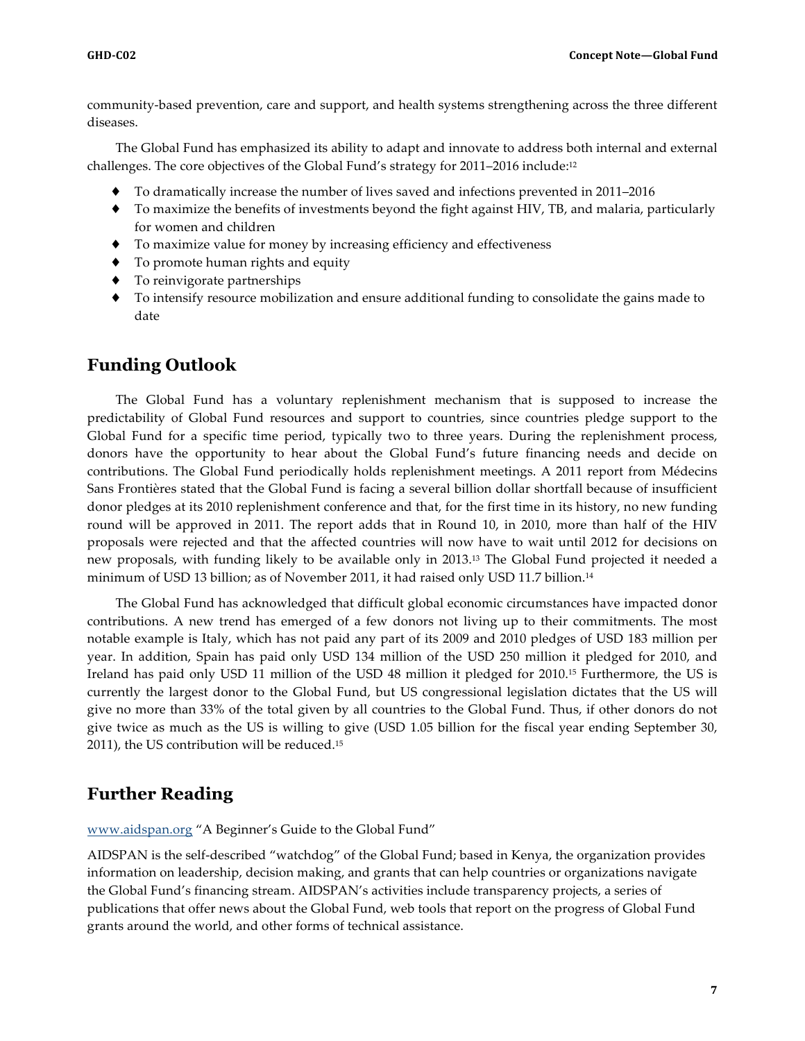community-based prevention, care and support, and health systems strengthening across the three different diseases.

The Global Fund has emphasized its ability to adapt and innovate to address both internal and external challenges. The core objectives of the Global Fund's strategy for 2011–2016 include:[12]

- To dramatically increase the number of lives saved and infections prevented in 2011–2016
- To maximize the benefits of investments beyond the fight against HIV, TB, and malaria, particularly for women and children
- To maximize value for money by increasing efficiency and effectiveness
- To promote human rights and equity
- To reinvigorate partnerships
- To intensify resource mobilization and ensure additional funding to consolidate the gains made to date

## Funding Outlook

The Global Fund has a voluntary replenishment mechanism that is supposed to increase the predictability of Global Fund resources and support to countries, since countries pledge support to the Global Fund for a specific time period, typically two to three years. During the replenishment process, donors have the opportunity to hear about the Global Fund's future financing needs and decide on contributions. The Global Fund periodically holds replenishment meetings. A 2011 report from Médecins Sans Frontières stated that the Global Fund is facing a several billion dollar shortfall because of insufficient donor pledges at its 2010 replenishment conference and that, for the first time in its history, no new funding round will be approved in 2011. The report adds that in Round 10, in 2010, more than half of the HIV proposals were rejected and that the affected countries will now have to wait until 2012 for decisions on new proposals, with funding likely to be available only in 2013.[13] The Global Fund projected it needed a minimum of USD 13 billion; as of November 2011, it had raised only USD 11.7 billion.[14]

The Global Fund has acknowledged that difficult global economic circumstances have impacted donor contributions. A new trend has emerged of a few donors not living up to their commitments. The most notable example is Italy, which has not paid any part of its 2009 and 2010 pledges of USD 183 million per year. In addition, Spain has paid only USD 134 million of the USD 250 million it pledged for 2010, and Ireland has paid only USD 11 million of the USD 48 million it pledged for 2010.[15] Furthermore, the US is currently the largest donor to the Global Fund, but US congressional legislation dictates that the US will give no more than 33% of the total given by all countries to the Global Fund. Thus, if other donors do not give twice as much as the US is willing to give (USD 1.05 billion for the fiscal year ending September 30, 2011), the US contribution will be reduced.[15]

## Further Reading

www.aidspan.org "A Beginner's Guide to the Global Fund"

AIDSPAN is the self-described "watchdog" of the Global Fund; based in Kenya, the organization provides information on leadership, decision making, and grants that can help countries or organizations navigate the Global Fund's financing stream. AIDSPAN's activities include transparency projects, a series of publications that offer news about the Global Fund, web tools that report on the progress of Global Fund grants around the world, and other forms of technical assistance.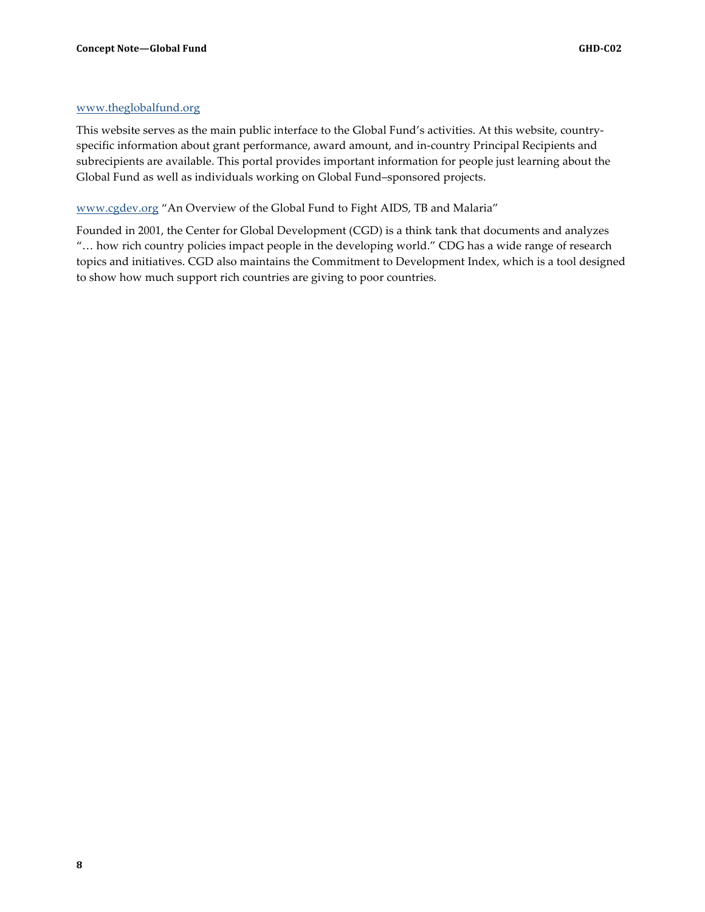www.theglobalfund.org

This website serves as the main public interface to the Global Fund's activities. At this website, country-specific information about grant performance, award amount, and in-country Principal Recipients and subrecipients are available. This portal provides important information for people just learning about the Global Fund as well as individuals working on Global Fund–sponsored projects.

www.cgdev.org "An Overview of the Global Fund to Fight AIDS, TB and Malaria"

Founded in 2001, the Center for Global Development (CGD) is a think tank that documents and analyzes "… how rich country policies impact people in the developing world." CDG has a wide range of research topics and initiatives. CGD also maintains the Commitment to Development Index, which is a tool designed to show how much support rich countries are giving to poor countries.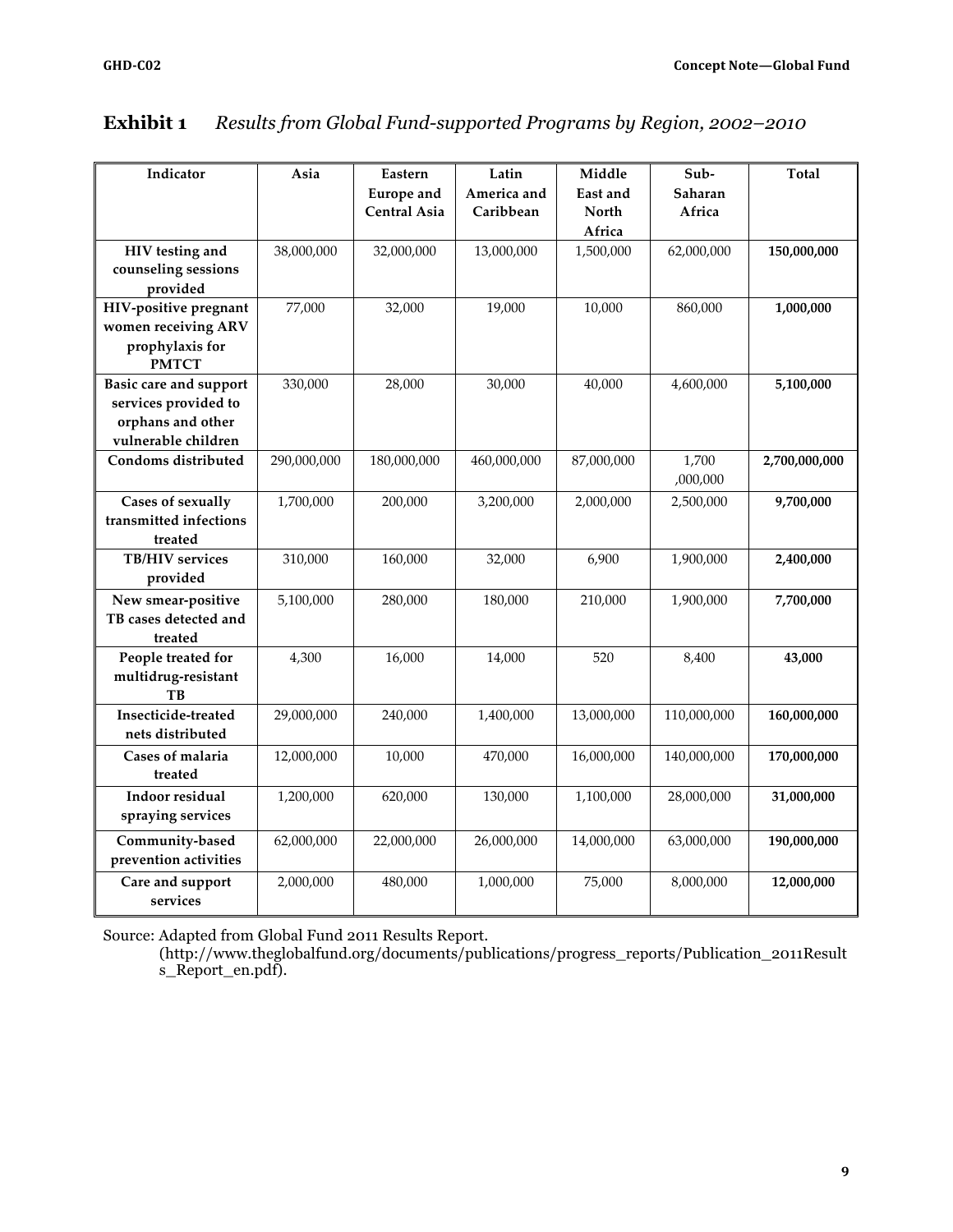**Exhibit 1** *Results from Global Fund-supported Programs by Region, 2002–2010*

| Indicator | Asia | Eastern Europe and Central Asia | Latin America and Caribbean | Middle East and North Africa | Sub-Saharan Africa | Total |
|---|---|---|---|---|---|---|
| **HIV testing and counseling sessions provided** | 38,000,000 | 32,000,000 | 13,000,000 | 1,500,000 | 62,000,000 | **150,000,000** |
| **HIV-positive pregnant women receiving ARV prophylaxis for PMTCT** | 77,000 | 32,000 | 19,000 | 10,000 | 860,000 | **1,000,000** |
| **Basic care and support services provided to orphans and other vulnerable children** | 330,000 | 28,000 | 30,000 | 40,000 | 4,600,000 | **5,100,000** |
| **Condoms distributed** | 290,000,000 | 180,000,000 | 460,000,000 | 87,000,000 | 1,700 ,000,000 | **2,700,000,000** |
| **Cases of sexually transmitted infections treated** | 1,700,000 | 200,000 | 3,200,000 | 2,000,000 | 2,500,000 | **9,700,000** |
| **TB/HIV services provided** | 310,000 | 160,000 | 32,000 | 6,900 | 1,900,000 | **2,400,000** |
| **New smear-positive TB cases detected and treated** | 5,100,000 | 280,000 | 180,000 | 210,000 | 1,900,000 | **7,700,000** |
| **People treated for multidrug-resistant TB** | 4,300 | 16,000 | 14,000 | 520 | 8,400 | **43,000** |
| **Insecticide-treated nets distributed** | 29,000,000 | 240,000 | 1,400,000 | 13,000,000 | 110,000,000 | **160,000,000** |
| **Cases of malaria treated** | 12,000,000 | 10,000 | 470,000 | 16,000,000 | 140,000,000 | **170,000,000** |
| **Indoor residual spraying services** | 1,200,000 | 620,000 | 130,000 | 1,100,000 | 28,000,000 | **31,000,000** |
| **Community-based prevention activities** | 62,000,000 | 22,000,000 | 26,000,000 | 14,000,000 | 63,000,000 | **190,000,000** |
| **Care and support services** | 2,000,000 | 480,000 | 1,000,000 | 75,000 | 8,000,000 | **12,000,000** |

Source: Adapted from Global Fund 2011 Results Report. (http://www.theglobalfund.org/documents/publications/progress_reports/Publication_2011Results_Report_en.pdf).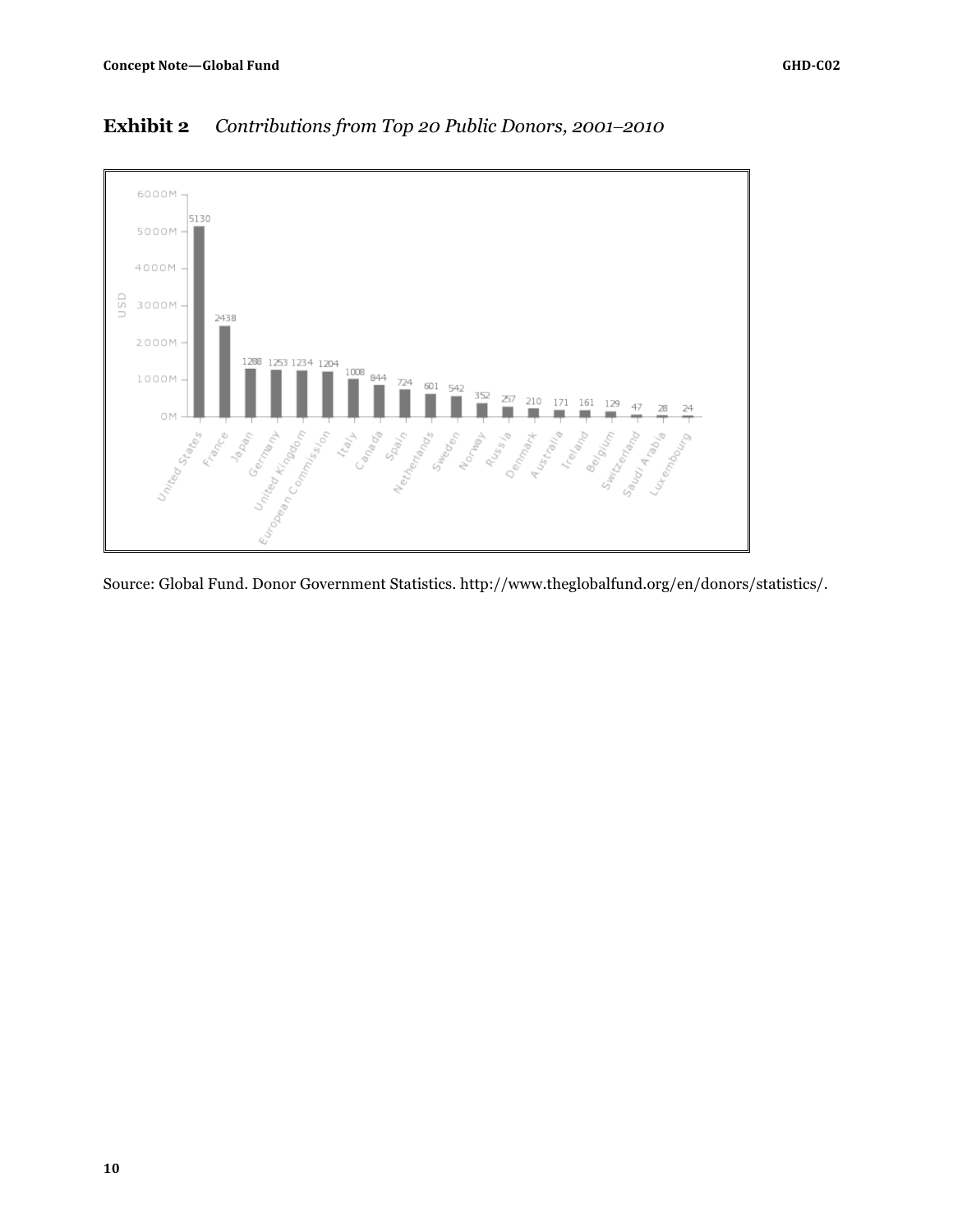**Exhibit 2** *Contributions from Top 20 Public Donors, 2001–2010*

| Donor | USD (millions) |
| --- | --- |
| United States | 5130 |
| France | 2438 |
| Japan | 1288 |
| Germany | 1253 |
| United Kingdom | 1234 |
| European Commission | 1204 |
| Italy | 1008 |
| Canada | 844 |
| Spain | 724 |
| Netherlands | 601 |
| Sweden | 542 |
| Norway | 352 |
| Russia | 257 |
| Denmark | 210 |
| Australia | 171 |
| Ireland | 161 |
| Belgium | 129 |
| Switzerland | 47 |
| Saudi Arabia | 28 |
| Luxembourg | 24 |

Source: Global Fund. Donor Government Statistics. http://www.theglobalfund.org/en/donors/statistics/.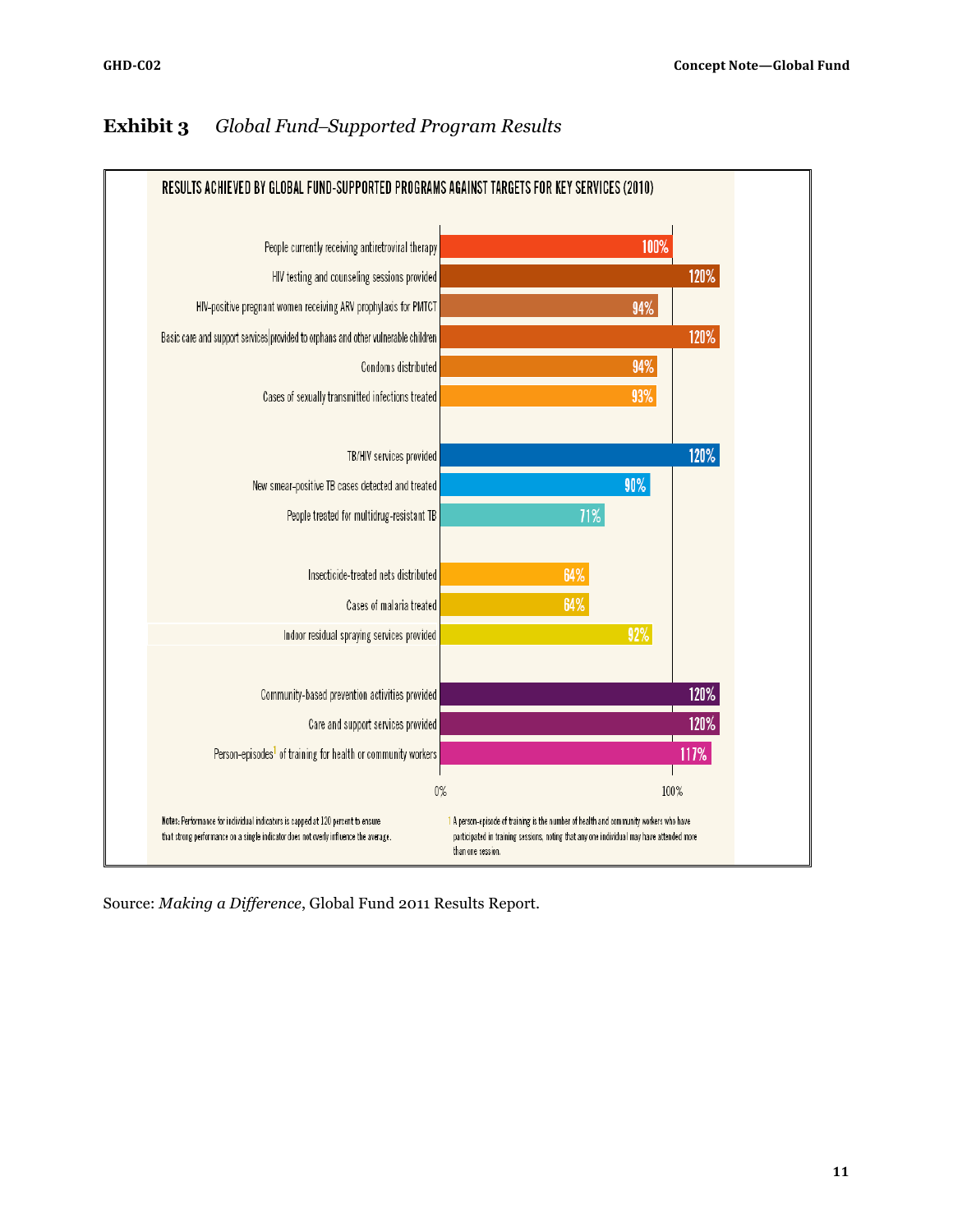## Exhibit 3 *Global Fund–Supported Program Results*

**RESULTS ACHIEVED BY GLOBAL FUND-SUPPORTED PROGRAMS AGAINST TARGETS FOR KEY SERVICES (2010)**

| Key service | Result against target |
| --- | --- |
| People currently receiving antiretroviral therapy | 100% |
| HIV testing and counseling sessions provided | 120% |
| HIV-positive pregnant women receiving ARV prophylaxis for PMTCT | 94% |
| Basic care and support services provided to orphans and other vulnerable children | 120% |
| Condoms distributed | 94% |
| Cases of sexually transmitted infections treated | 93% |
| TB/HIV services provided | 120% |
| New smear-positive TB cases detected and treated | 90% |
| People treated for multidrug-resistant TB | 71% |
| Insecticide-treated nets distributed | 64% |
| Cases of malaria treated | 64% |
| Indoor residual spraying services provided | 92% |
| Community-based prevention activities provided | 120% |
| Care and support services provided | 120% |
| Person-episodes[1] of training for health or community workers | 117% |

Notes: Performance for individual indicators is capped at 120 percent to ensure that strong performance on a single indicator does not overly influence the average.

[1] A person-episode of training is the number of health and community workers who have participated in training sessions, noting that any one individual may have attended more than one session.

Source: *Making a Difference*, Global Fund 2011 Results Report.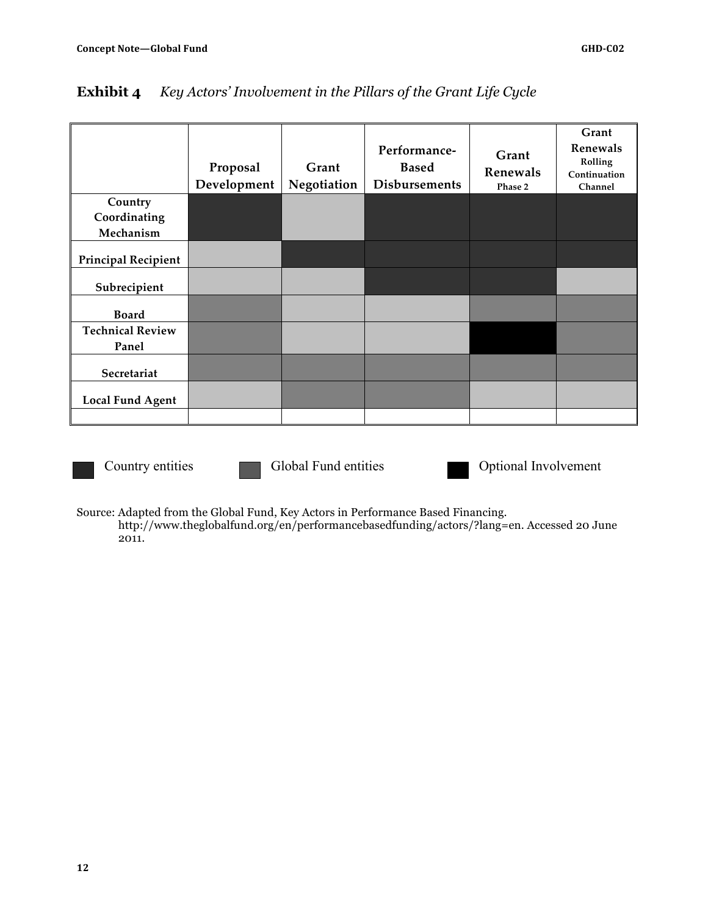**Exhibit 4** *Key Actors' Involvement in the Pillars of the Grant Life Cycle*

| | Proposal Development | Grant Negotiation | Performance-Based Disbursements | Grant Renewals Phase 2 | Grant Renewals Rolling Continuation Channel |
|---|---|---|---|---|---|
| Country Coordinating Mechanism | Country entities | | Country entities | Country entities | Country entities |
| Principal Recipient | | Country entities | Country entities | Country entities | Country entities |
| Subrecipient | | | Country entities | Country entities | |
| Board | Global Fund entities | | | Global Fund entities | Global Fund entities |
| Technical Review Panel | Global Fund entities | | | Optional Involvement | Global Fund entities |
| Secretariat | Global Fund entities | Global Fund entities | Global Fund entities | Global Fund entities | Global Fund entities |
| Local Fund Agent | | Global Fund entities | Global Fund entities | | |

Country entities | Global Fund entities | Optional Involvement

Source: Adapted from the Global Fund, Key Actors in Performance Based Financing. http://www.theglobalfund.org/en/performancebasedfunding/actors/?lang=en. Accessed 20 June 2011.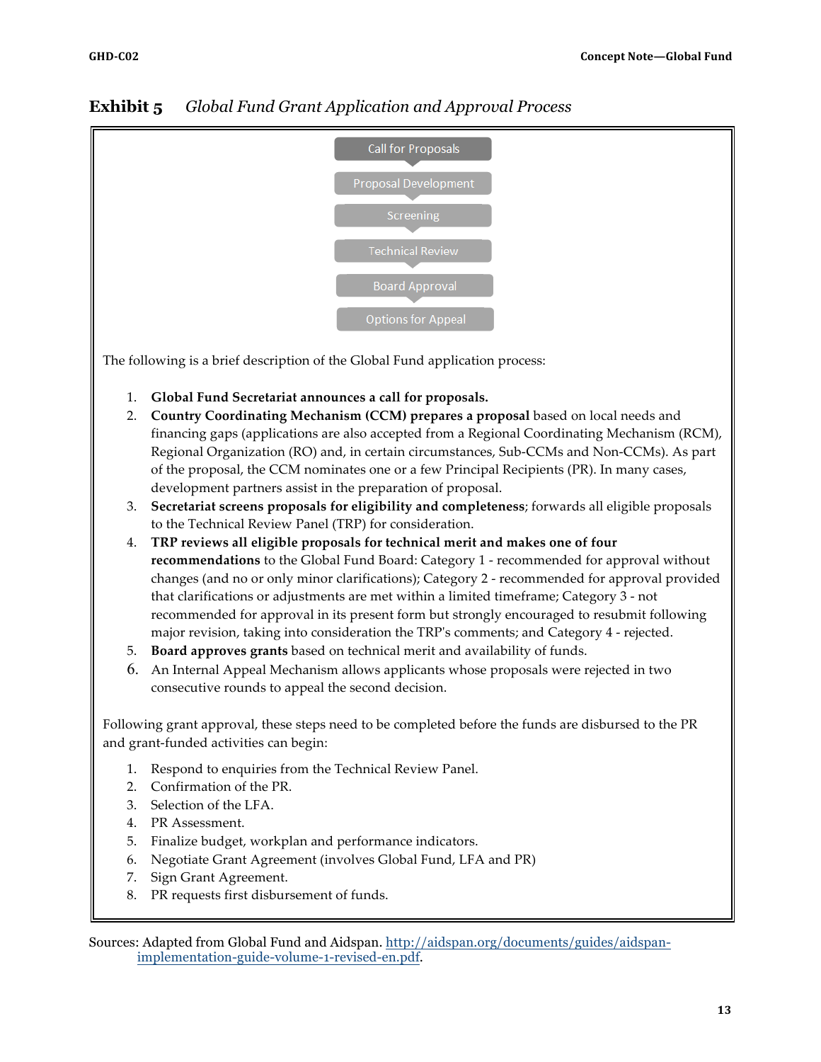## Exhibit 5 *Global Fund Grant Application and Approval Process*

Call for Proposals

Proposal Development

Screening

Technical Review

Board Approval

Options for Appeal

The following is a brief description of the Global Fund application process:

1. **Global Fund Secretariat announces a call for proposals.**
2. **Country Coordinating Mechanism (CCM) prepares a proposal** based on local needs and financing gaps (applications are also accepted from a Regional Coordinating Mechanism (RCM), Regional Organization (RO) and, in certain circumstances, Sub-CCMs and Non-CCMs). As part of the proposal, the CCM nominates one or a few Principal Recipients (PR). In many cases, development partners assist in the preparation of proposal.
3. **Secretariat screens proposals for eligibility and completeness**; forwards all eligible proposals to the Technical Review Panel (TRP) for consideration.
4. **TRP reviews all eligible proposals for technical merit and makes one of four recommendations** to the Global Fund Board: Category 1 - recommended for approval without changes (and no or only minor clarifications); Category 2 - recommended for approval provided that clarifications or adjustments are met within a limited timeframe; Category 3 - not recommended for approval in its present form but strongly encouraged to resubmit following major revision, taking into consideration the TRP's comments; and Category 4 - rejected.
5. **Board approves grants** based on technical merit and availability of funds.
6. An Internal Appeal Mechanism allows applicants whose proposals were rejected in two consecutive rounds to appeal the second decision.

Following grant approval, these steps need to be completed before the funds are disbursed to the PR and grant-funded activities can begin:

1. Respond to enquiries from the Technical Review Panel.
2. Confirmation of the PR.
3. Selection of the LFA.
4. PR Assessment.
5. Finalize budget, workplan and performance indicators.
6. Negotiate Grant Agreement (involves Global Fund, LFA and PR)
7. Sign Grant Agreement.
8. PR requests first disbursement of funds.

Sources: Adapted from Global Fund and Aidspan. http://aidspan.org/documents/guides/aidspan-implementation-guide-volume-1-revised-en.pdf.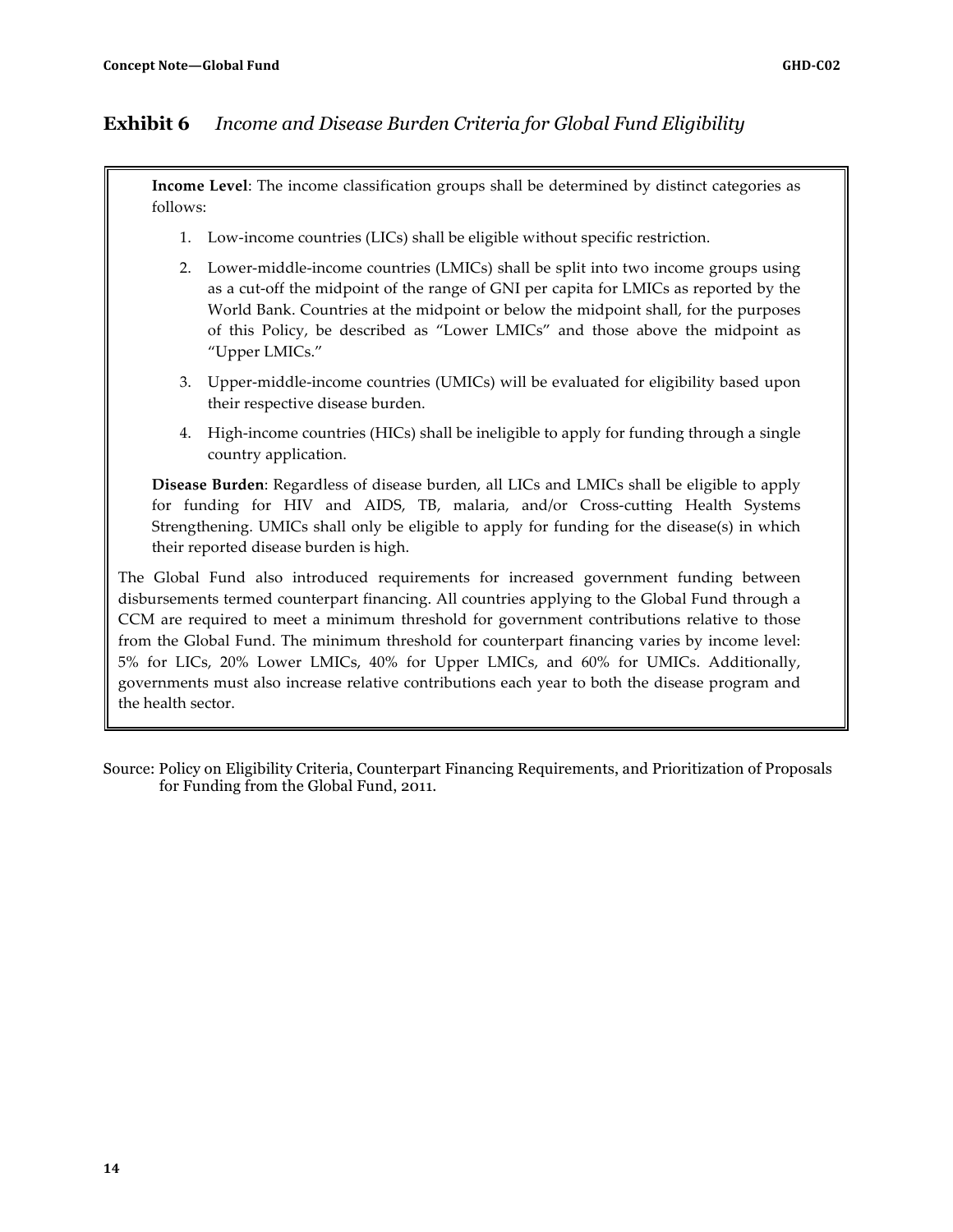## **Exhibit 6** *Income and Disease Burden Criteria for Global Fund Eligibility*

**Income Level**: The income classification groups shall be determined by distinct categories as follows:

1. Low-income countries (LICs) shall be eligible without specific restriction.
2. Lower-middle-income countries (LMICs) shall be split into two income groups using as a cut-off the midpoint of the range of GNI per capita for LMICs as reported by the World Bank. Countries at the midpoint or below the midpoint shall, for the purposes of this Policy, be described as "Lower LMICs" and those above the midpoint as "Upper LMICs."
3. Upper-middle-income countries (UMICs) will be evaluated for eligibility based upon their respective disease burden.
4. High-income countries (HICs) shall be ineligible to apply for funding through a single country application.

**Disease Burden**: Regardless of disease burden, all LICs and LMICs shall be eligible to apply for funding for HIV and AIDS, TB, malaria, and/or Cross-cutting Health Systems Strengthening. UMICs shall only be eligible to apply for funding for the disease(s) in which their reported disease burden is high.

The Global Fund also introduced requirements for increased government funding between disbursements termed counterpart financing. All countries applying to the Global Fund through a CCM are required to meet a minimum threshold for government contributions relative to those from the Global Fund. The minimum threshold for counterpart financing varies by income level: 5% for LICs, 20% Lower LMICs, 40% for Upper LMICs, and 60% for UMICs. Additionally, governments must also increase relative contributions each year to both the disease program and the health sector.

Source: Policy on Eligibility Criteria, Counterpart Financing Requirements, and Prioritization of Proposals for Funding from the Global Fund, 2011.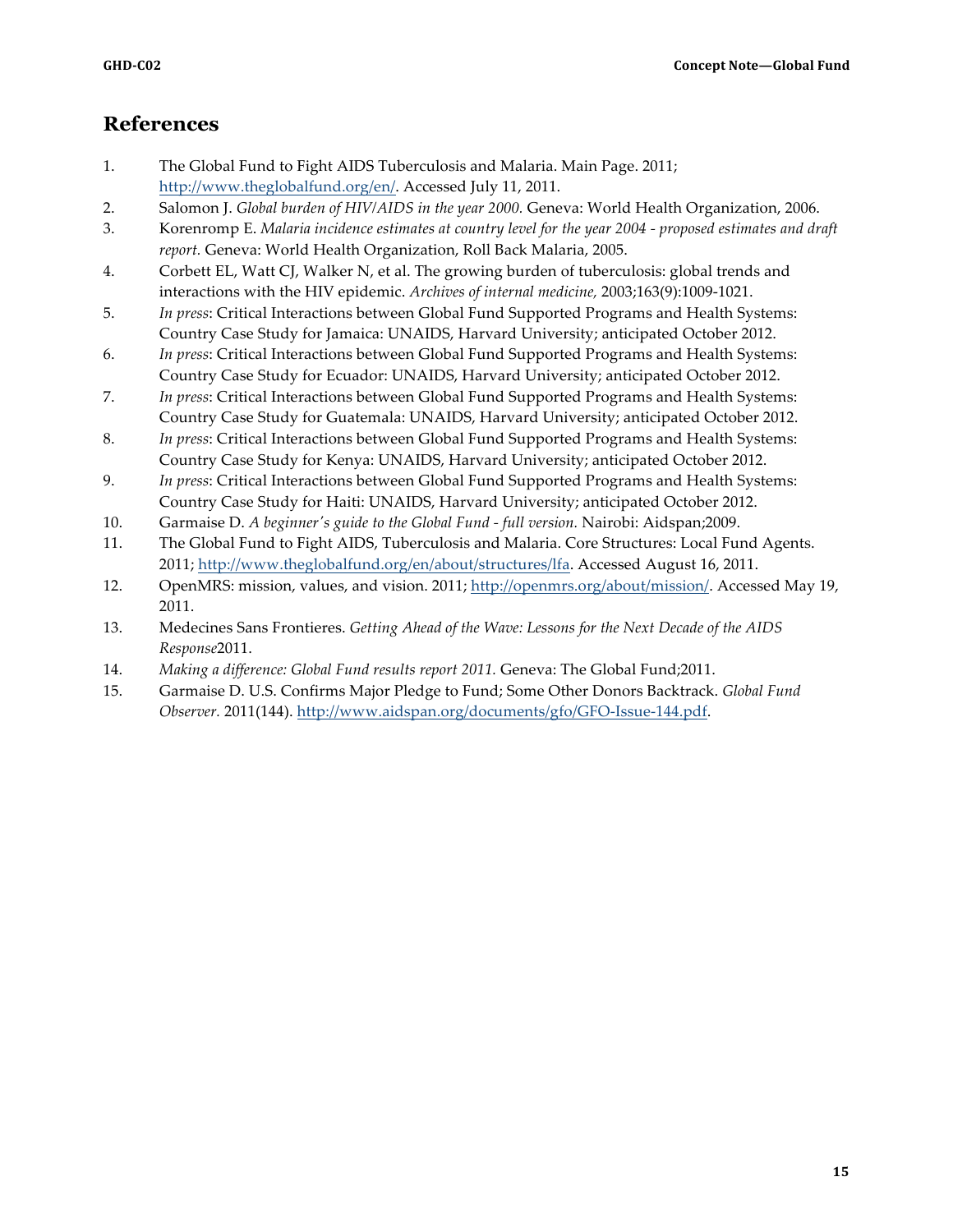# References

1. The Global Fund to Fight AIDS Tuberculosis and Malaria. Main Page. 2011; http://www.theglobalfund.org/en/. Accessed July 11, 2011.
2. Salomon J. *Global burden of HIV/AIDS in the year 2000.* Geneva: World Health Organization, 2006.
3. Korenromp E. *Malaria incidence estimates at country level for the year 2004 - proposed estimates and draft report.* Geneva: World Health Organization, Roll Back Malaria, 2005.
4. Corbett EL, Watt CJ, Walker N, et al. The growing burden of tuberculosis: global trends and interactions with the HIV epidemic. *Archives of internal medicine,* 2003;163(9):1009-1021.
5. *In press*: Critical Interactions between Global Fund Supported Programs and Health Systems: Country Case Study for Jamaica: UNAIDS, Harvard University; anticipated October 2012.
6. *In press*: Critical Interactions between Global Fund Supported Programs and Health Systems: Country Case Study for Ecuador: UNAIDS, Harvard University; anticipated October 2012.
7. *In press*: Critical Interactions between Global Fund Supported Programs and Health Systems: Country Case Study for Guatemala: UNAIDS, Harvard University; anticipated October 2012.
8. *In press*: Critical Interactions between Global Fund Supported Programs and Health Systems: Country Case Study for Kenya: UNAIDS, Harvard University; anticipated October 2012.
9. *In press*: Critical Interactions between Global Fund Supported Programs and Health Systems: Country Case Study for Haiti: UNAIDS, Harvard University; anticipated October 2012.
10. Garmaise D. *A beginner's guide to the Global Fund - full version.* Nairobi: Aidspan;2009.
11. The Global Fund to Fight AIDS, Tuberculosis and Malaria. Core Structures: Local Fund Agents. 2011; http://www.theglobalfund.org/en/about/structures/lfa. Accessed August 16, 2011.
12. OpenMRS: mission, values, and vision. 2011; http://openmrs.org/about/mission/. Accessed May 19, 2011.
13. Medecines Sans Frontieres. *Getting Ahead of the Wave: Lessons for the Next Decade of the AIDS Response*2011.
14. *Making a difference: Global Fund results report 2011.* Geneva: The Global Fund;2011.
15. Garmaise D. U.S. Confirms Major Pledge to Fund; Some Other Donors Backtrack. *Global Fund Observer.* 2011(144). http://www.aidspan.org/documents/gfo/GFO-Issue-144.pdf.